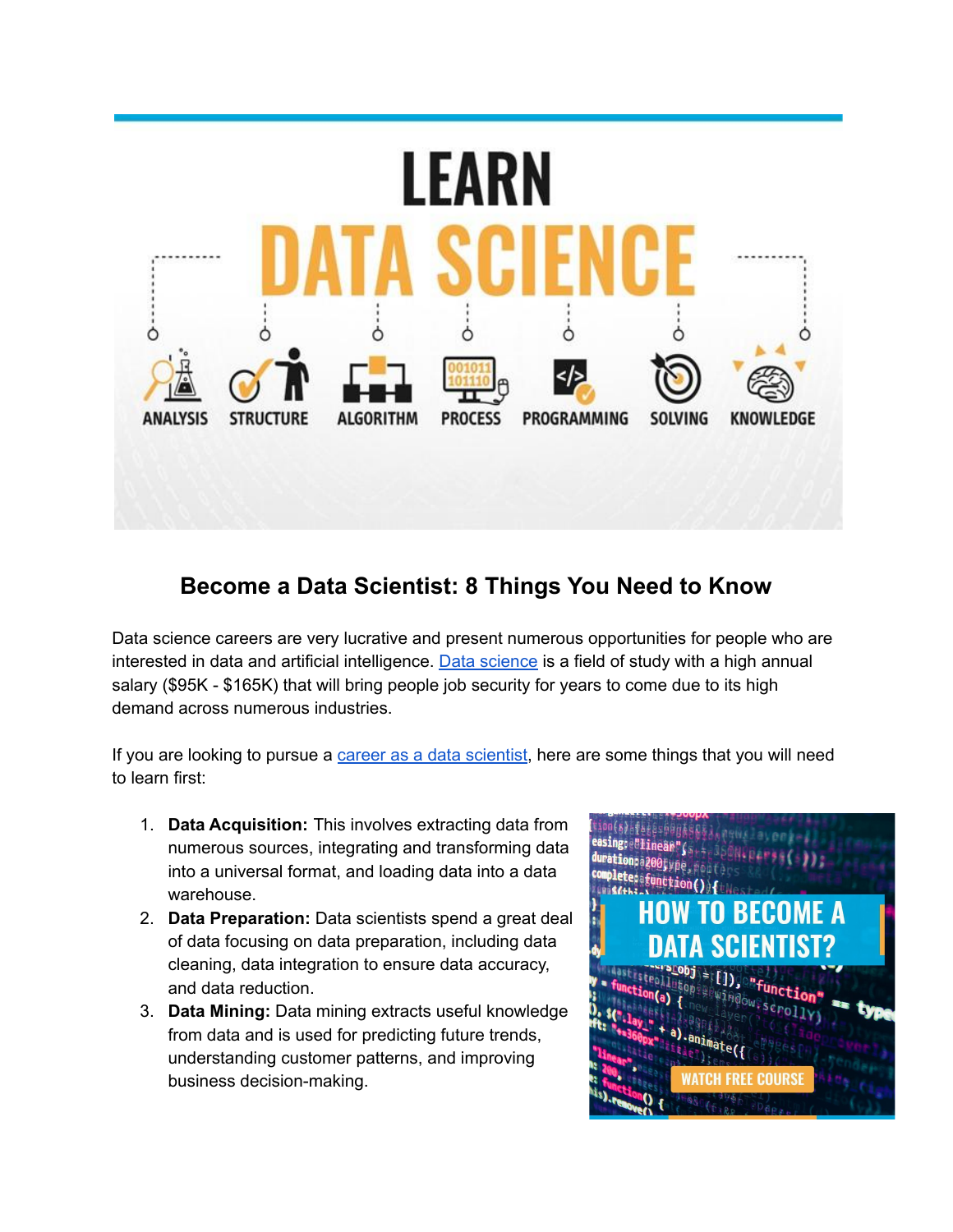## Become a Data Scientist: 8 Things You Need to Know

Data science careers are very lucrative and present numerous opportunities for people who are interested in data and artificial intelligence. Data science is a field of study with a high annual salary ($95K - $165K) that will bring people job security for years to come due to its high demand across numerous industries.

If you are looking to pursue a career as a data scientist, here are some things that you will need to learn first:

1. **Data Acquisition:** This involves extracting data from numerous sources, integrating and transforming data into a universal format, and loading data into a data warehouse.
2. **Data Preparation:** Data scientists spend a great deal of data focusing on data preparation, including data cleaning, data integration to ensure data accuracy, and data reduction.
3. **Data Mining:** Data mining extracts useful knowledge from data and is used for predicting future trends, understanding customer patterns, and improving business decision-making.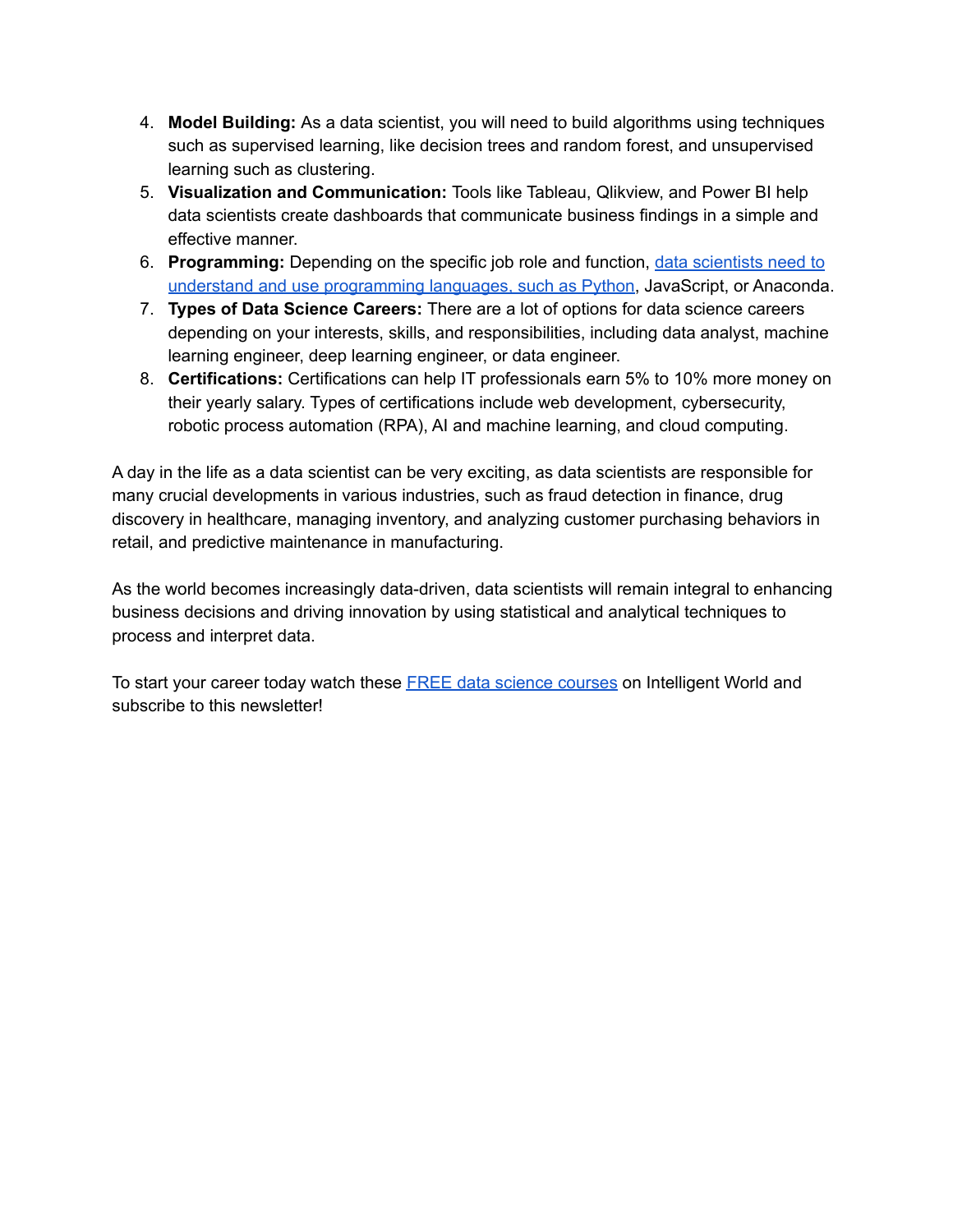4. **Model Building:** As a data scientist, you will need to build algorithms using techniques such as supervised learning, like decision trees and random forest, and unsupervised learning such as clustering.
5. **Visualization and Communication:** Tools like Tableau, Qlikview, and Power BI help data scientists create dashboards that communicate business findings in a simple and effective manner.
6. **Programming:** Depending on the specific job role and function, data scientists need to understand and use programming languages, such as Python, JavaScript, or Anaconda.
7. **Types of Data Science Careers:** There are a lot of options for data science careers depending on your interests, skills, and responsibilities, including data analyst, machine learning engineer, deep learning engineer, or data engineer.
8. **Certifications:** Certifications can help IT professionals earn 5% to 10% more money on their yearly salary. Types of certifications include web development, cybersecurity, robotic process automation (RPA), AI and machine learning, and cloud computing.

A day in the life as a data scientist can be very exciting, as data scientists are responsible for many crucial developments in various industries, such as fraud detection in finance, drug discovery in healthcare, managing inventory, and analyzing customer purchasing behaviors in retail, and predictive maintenance in manufacturing.

As the world becomes increasingly data-driven, data scientists will remain integral to enhancing business decisions and driving innovation by using statistical and analytical techniques to process and interpret data.

To start your career today watch these FREE data science courses on Intelligent World and subscribe to this newsletter!